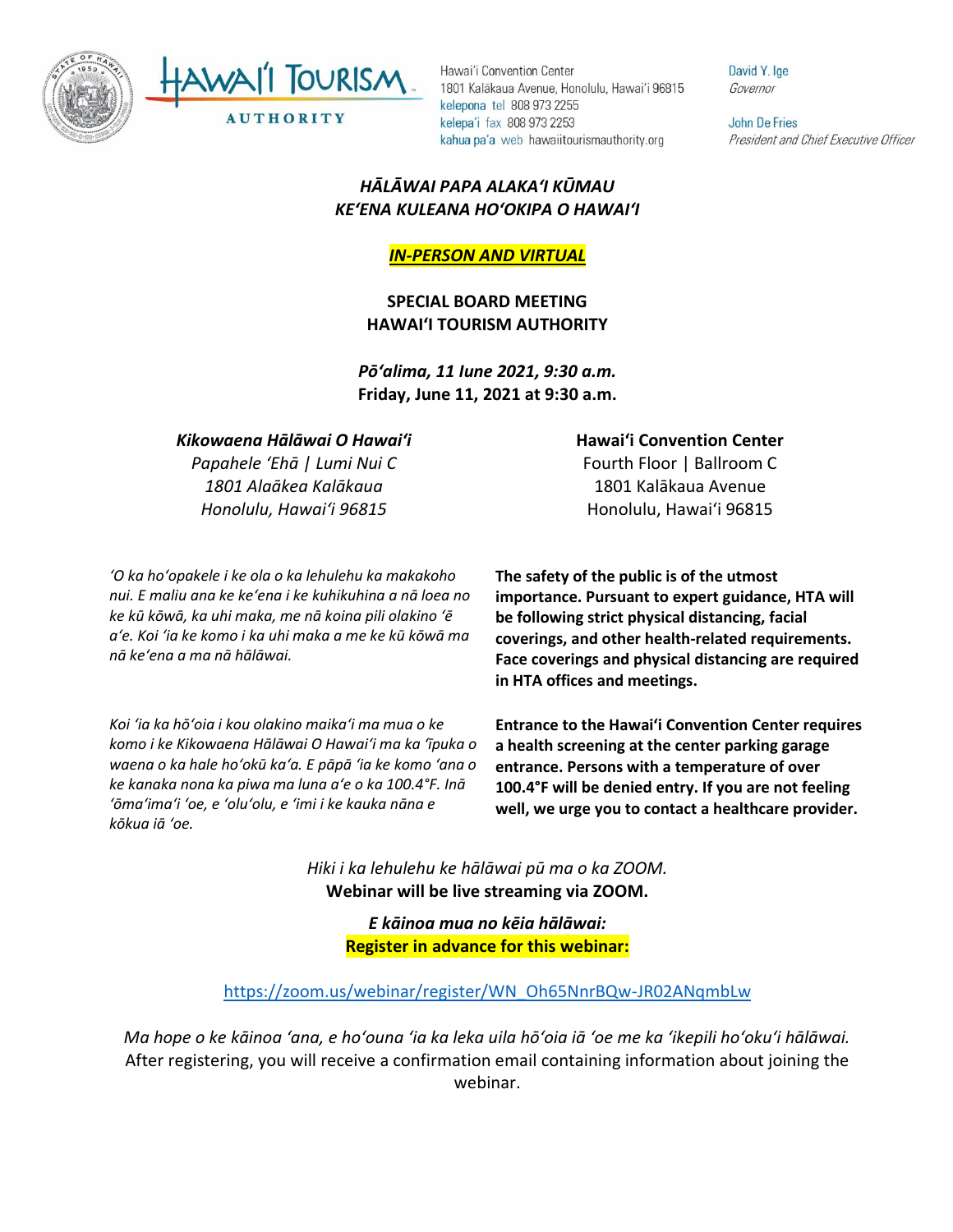Hawaiʻi Convention Center
1801 Kalākaua Avenue, Honolulu, Hawaiʻi 96815
kelepona tel 808 973 2255
kelepaʻi fax 808 973 2253
kahua paʻa web hawaiitourismauthority.org

David Y. Ige
*Governor*

John De Fries
*President and Chief Executive Officer*

# *HĀLĀWAI PAPA ALAKAʻI KŪMAU*
# *KEʻENA KULEANA HOʻOKIPA O HAWAIʻI*

***IN-PERSON AND VIRTUAL***

## SPECIAL BOARD MEETING
## HAWAIʻI TOURISM AUTHORITY

***Pōʻalima, 11 Iune 2021, 9:30 a.m.***
**Friday, June 11, 2021 at 9:30 a.m.**

***Kikowaena Hālāwai O Hawaiʻi***
*Papahele ʻEhā | Lumi Nui C*
*1801 Alaākea Kalākaua*
*Honolulu, Hawaiʻi 96815*

**Hawaiʻi Convention Center**
Fourth Floor | Ballroom C
1801 Kalākaua Avenue
Honolulu, Hawaiʻi 96815

*ʻO ka hoʻopakele i ke ola o ka lehulehu ka makakoho nui. E maliu ana ke keʻena i ke kuhikuhina a nā loea no ke kū kōwā, ka uhi maka, me nā koina pili olakino ʻē aʻe. Koi ʻia ke komo i ka uhi maka a me ke kū kōwā ma nā keʻena a ma nā hālāwai.*

**The safety of the public is of the utmost importance. Pursuant to expert guidance, HTA will be following strict physical distancing, facial coverings, and other health-related requirements. Face coverings and physical distancing are required in HTA offices and meetings.**

*Koi ʻia ka hōʻoia i kou olakino maikaʻi ma mua o ke komo i ke Kikowaena Hālāwai O Hawaiʻi ma ka ʻīpuka o waena o ka hale hoʻokū kaʻa. E pāpā ʻia ke komo ʻana o ke kanaka nona ka piwa ma luna aʻe o ka 100.4°F. Inā ʻōmaʻimaʻi ʻoe, e ʻoluʻolu, e ʻimi i ke kauka nāna e kōkua iā ʻoe.*

**Entrance to the Hawaiʻi Convention Center requires a health screening at the center parking garage entrance. Persons with a temperature of over 100.4°F will be denied entry. If you are not feeling well, we urge you to contact a healthcare provider.**

*Hiki i ka lehulehu ke hālāwai pū ma o ka ZOOM.*
**Webinar will be live streaming via ZOOM.**

***E kāinoa mua no kēia hālāwai:***
**Register in advance for this webinar:**

https://zoom.us/webinar/register/WN_Oh65NnrBQw-JR02ANqmbLw

*Ma hope o ke kāinoa ʻana, e hoʻouna ʻia ka leka uila hōʻoia iā ʻoe me ka ʻikepili hoʻokuʻi hālāwai.*
After registering, you will receive a confirmation email containing information about joining the webinar.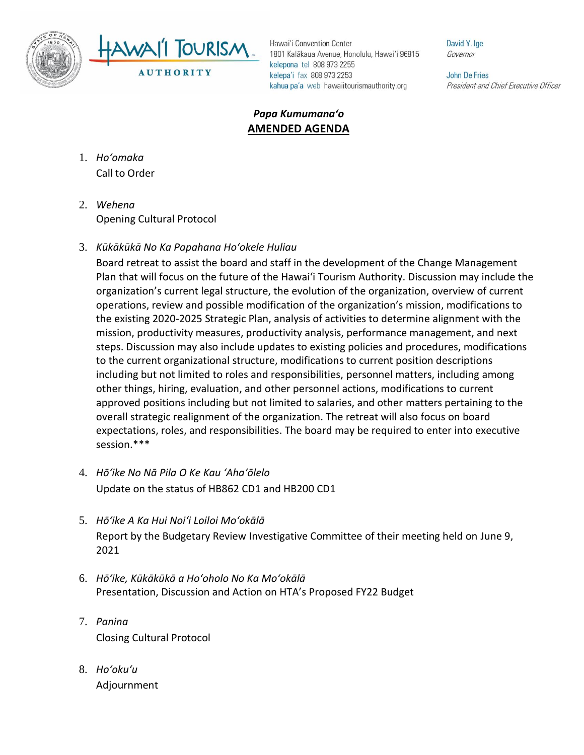*Papa Kumumanaʻo*

**AMENDED AGENDA**

1. *Hoʻomaka*
   Call to Order

2. *Wehena*
   Opening Cultural Protocol

3. *Kūkākūkā No Ka Papahana Hoʻokele Huliau*
   Board retreat to assist the board and staff in the development of the Change Management Plan that will focus on the future of the Hawaiʻi Tourism Authority. Discussion may include the organization's current legal structure, the evolution of the organization, overview of current operations, review and possible modification of the organization's mission, modifications to the existing 2020-2025 Strategic Plan, analysis of activities to determine alignment with the mission, productivity measures, productivity analysis, performance management, and next steps. Discussion may also include updates to existing policies and procedures, modifications to the current organizational structure, modifications to current position descriptions including but not limited to roles and responsibilities, personnel matters, including among other things, hiring, evaluation, and other personnel actions, modifications to current approved positions including but not limited to salaries, and other matters pertaining to the overall strategic realignment of the organization. The retreat will also focus on board expectations, roles, and responsibilities. The board may be required to enter into executive session.***

4. *Hōʻike No Nā Pila O Ke Kau ʻAhaʻōlelo*
   Update on the status of HB862 CD1 and HB200 CD1

5. *Hōʻike A Ka Hui Noiʻi Loiloi Moʻokālā*
   Report by the Budgetary Review Investigative Committee of their meeting held on June 9, 2021

6. *Hōʻike, Kūkākūkā a Hoʻoholo No Ka Moʻokālā*
   Presentation, Discussion and Action on HTA's Proposed FY22 Budget

7. *Panina*
   Closing Cultural Protocol

8. *Hoʻokuʻu*
   Adjournment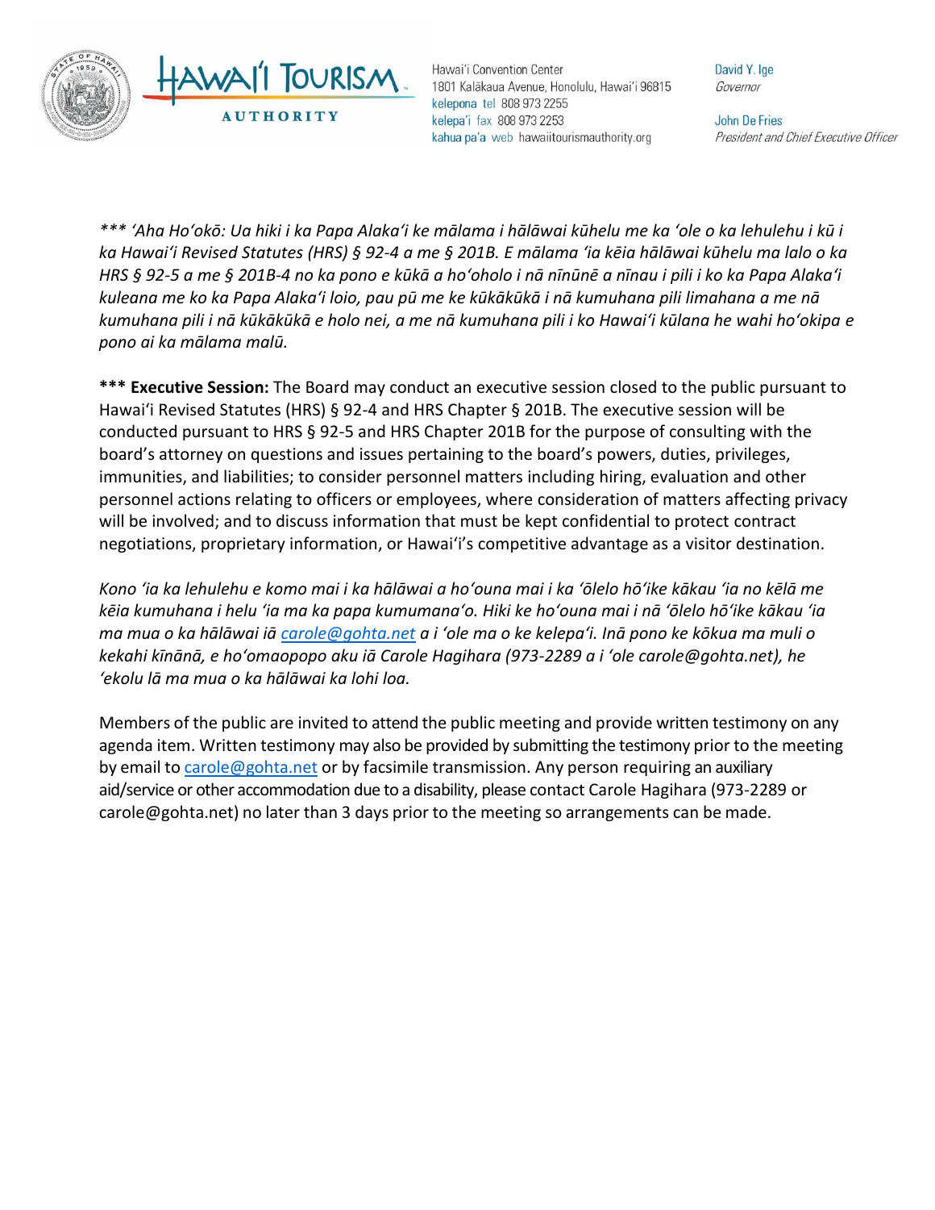*** *ʻAha Hoʻokō: Ua hiki i ka Papa Alakaʻi ke mālama i hālāwai kūhelu me ka ʻole o ka lehulehu i kū i ka Hawaiʻi Revised Statutes (HRS) § 92-4 a me § 201B. E mālama ʻia kēia hālāwai kūhelu ma lalo o ka HRS § 92-5 a me § 201B-4 no ka pono e kūkā a hoʻoholo i nā nīnūnē a nīnau i pili i ko ka Papa Alakaʻi kuleana me ko ka Papa Alakaʻi loio, pau pū me ke kūkākūkā i nā kumuhana pili limahana a me nā kumuhana pili i nā kūkākūkā e holo nei, a me nā kumuhana pili i ko Hawaiʻi kūlana he wahi hoʻokipa e pono ai ka mālama malū.*

*** **Executive Session:** The Board may conduct an executive session closed to the public pursuant to Hawaiʻi Revised Statutes (HRS) § 92-4 and HRS Chapter § 201B. The executive session will be conducted pursuant to HRS § 92-5 and HRS Chapter 201B for the purpose of consulting with the board's attorney on questions and issues pertaining to the board's powers, duties, privileges, immunities, and liabilities; to consider personnel matters including hiring, evaluation and other personnel actions relating to officers or employees, where consideration of matters affecting privacy will be involved; and to discuss information that must be kept confidential to protect contract negotiations, proprietary information, or Hawaiʻi's competitive advantage as a visitor destination.

*Kono ʻia ka lehulehu e komo mai i ka hālāwai a hoʻouna mai i ka ʻōlelo hōʻike kākau ʻia no kēlā me kēia kumuhana i helu ʻia ma ka papa kumumanaʻo. Hiki ke hoʻouna mai i nā ʻōlelo hōʻike kākau ʻia ma mua o ka hālāwai iā carole@gohta.net a i ʻole ma o ke kelepaʻi. Inā pono ke kōkua ma muli o kekahi kīnānā, e hoʻomaopopo aku iā Carole Hagihara (973-2289 a i ʻole carole@gohta.net), he ʻekolu lā ma mua o ka hālāwai ka lohi loa.*

Members of the public are invited to attend the public meeting and provide written testimony on any agenda item. Written testimony may also be provided by submitting the testimony prior to the meeting by email to carole@gohta.net or by facsimile transmission. Any person requiring an auxiliary aid/service or other accommodation due to a disability, please contact Carole Hagihara (973-2289 or carole@gohta.net) no later than 3 days prior to the meeting so arrangements can be made.